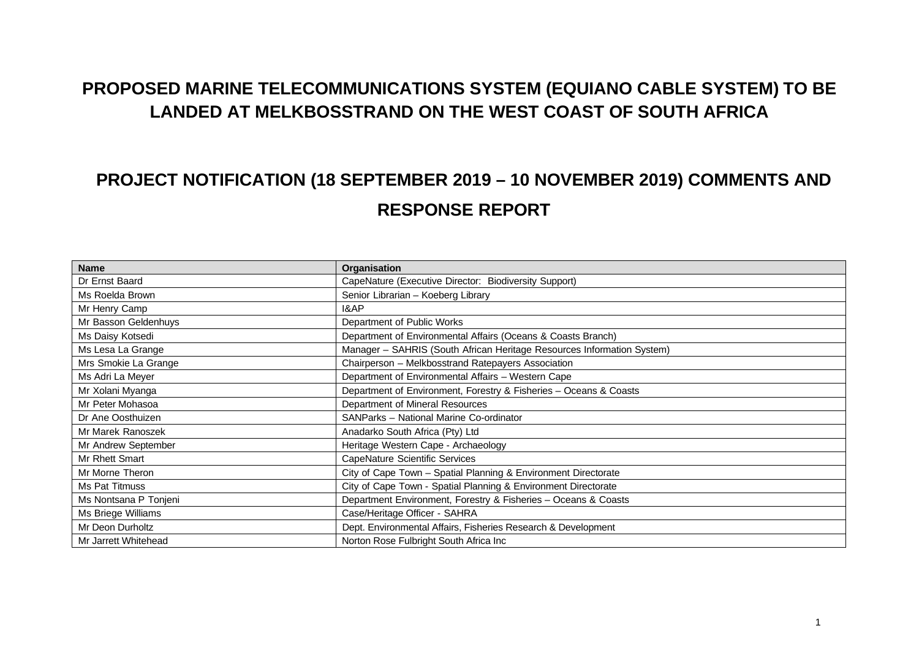# PROPOSED MARINE TELECOMMUNICATIONS SYSTEM (EQUIANO CABLE SYSTEM) TO BE LANDED AT MELKBOSSTRAND ON THE WEST COAST OF SOUTH AFRICA

## PROJECT NOTIFICATION (18 SEPTEMBER 2019 – 10 NOVEMBER 2019) COMMENTS AND RESPONSE REPORT

| Name | Organisation |
|---|---|
| Dr Ernst Baard | CapeNature (Executive Director: Biodiversity Support) |
| Ms Roelda Brown | Senior Librarian – Koeberg Library |
| Mr Henry Camp | I&AP |
| Mr Basson Geldenhuys | Department of Public Works |
| Ms Daisy Kotsedi | Department of Environmental Affairs (Oceans & Coasts Branch) |
| Ms Lesa La Grange | Manager – SAHRIS (South African Heritage Resources Information System) |
| Mrs Smokie La Grange | Chairperson – Melkbosstrand Ratepayers Association |
| Ms Adri La Meyer | Department of Environmental Affairs – Western Cape |
| Mr Xolani Myanga | Department of Environment, Forestry & Fisheries – Oceans & Coasts |
| Mr Peter Mohasoa | Department of Mineral Resources |
| Dr Ane Oosthuizen | SANParks – National Marine Co-ordinator |
| Mr Marek Ranoszek | Anadarko South Africa (Pty) Ltd |
| Mr Andrew September | Heritage Western Cape - Archaeology |
| Mr Rhett Smart | CapeNature Scientific Services |
| Mr Morne Theron | City of Cape Town – Spatial Planning & Environment Directorate |
| Ms Pat Titmuss | City of Cape Town - Spatial Planning & Environment Directorate |
| Ms Nontsana P Tonjeni | Department Environment, Forestry & Fisheries – Oceans & Coasts |
| Ms Briege Williams | Case/Heritage Officer - SAHRA |
| Mr Deon Durholtz | Dept. Environmental Affairs, Fisheries Research & Development |
| Mr Jarrett Whitehead | Norton Rose Fulbright South Africa Inc |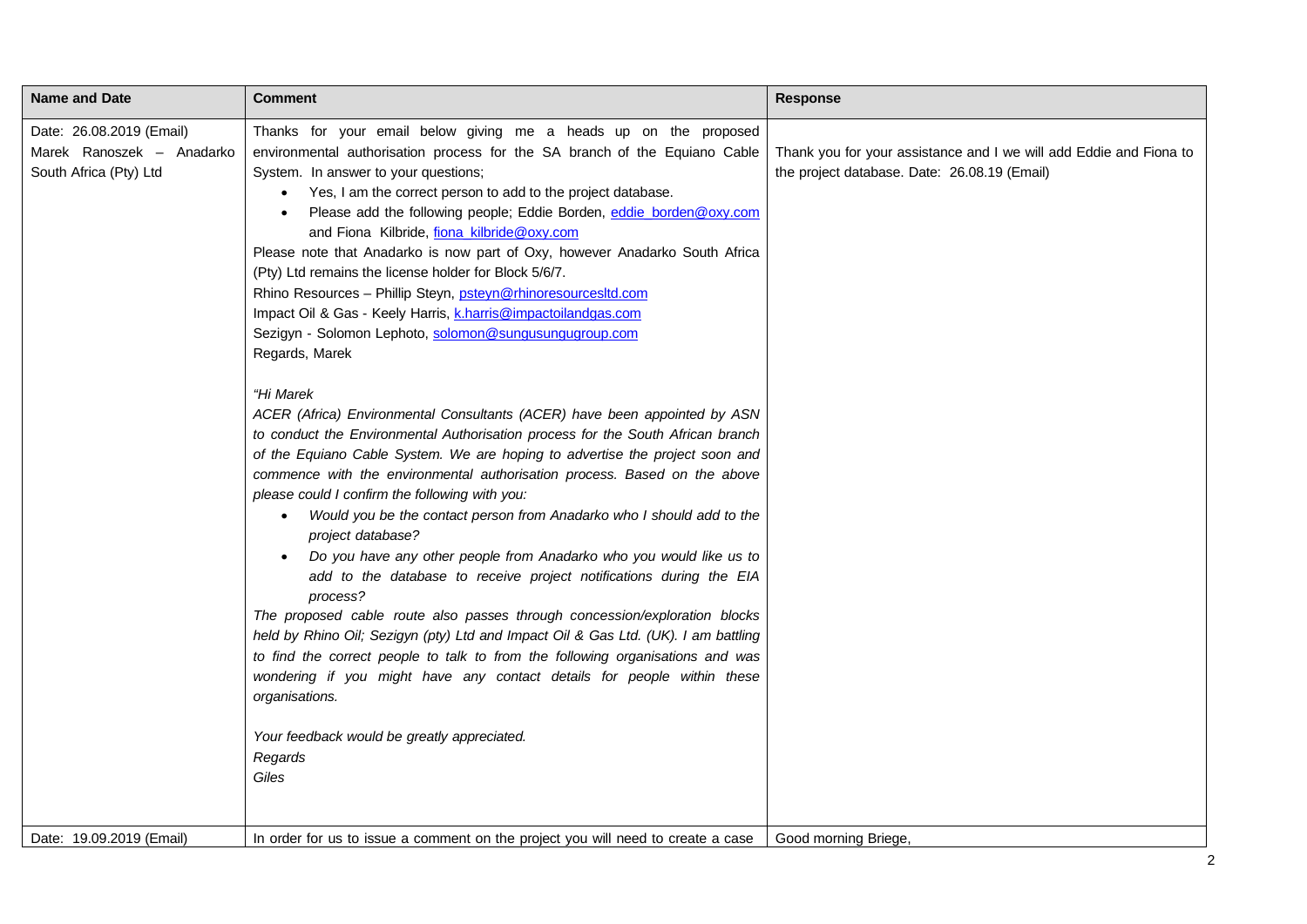| Name and Date | Comment | Response |
| --- | --- | --- |
| Date: 26.08.2019 (Email) Marek Ranoszek – Anadarko South Africa (Pty) Ltd | Thanks for your email below giving me a heads up on the proposed environmental authorisation process for the SA branch of the Equiano Cable System. In answer to your questions;<br>• Yes, I am the correct person to add to the project database.<br>• Please add the following people; Eddie Borden, eddie_borden@oxy.com and Fiona Kilbride, fiona_kilbride@oxy.com<br>Please note that Anadarko is now part of Oxy, however Anadarko South Africa (Pty) Ltd remains the license holder for Block 5/6/7.<br>Rhino Resources – Phillip Steyn, psteyn@rhinoresourcesltd.com<br>Impact Oil & Gas - Keely Harris, k.harris@impactoilandgas.com<br>Sezigyn - Solomon Lephoto, solomon@sungusungugroup.com<br>Regards, Marek<br><br>*"Hi Marek*<br>*ACER (Africa) Environmental Consultants (ACER) have been appointed by ASN to conduct the Environmental Authorisation process for the South African branch of the Equiano Cable System. We are hoping to advertise the project soon and commence with the environmental authorisation process. Based on the above please could I confirm the following with you:*<br>• *Would you be the contact person from Anadarko who I should add to the project database?*<br>• *Do you have any other people from Anadarko who you would like us to add to the database to receive project notifications during the EIA process?*<br>*The proposed cable route also passes through concession/exploration blocks held by Rhino Oil; Sezigyn (pty) Ltd and Impact Oil & Gas Ltd. (UK). I am battling to find the correct people to talk to from the following organisations and was wondering if you might have any contact details for people within these organisations.*<br><br>*Your feedback would be greatly appreciated.*<br>*Regards*<br>*Giles* | Thank you for your assistance and I we will add Eddie and Fiona to the project database. Date: 26.08.19 (Email) |
| Date: 19.09.2019 (Email) | In order for us to issue a comment on the project you will need to create a case | Good morning Briege, |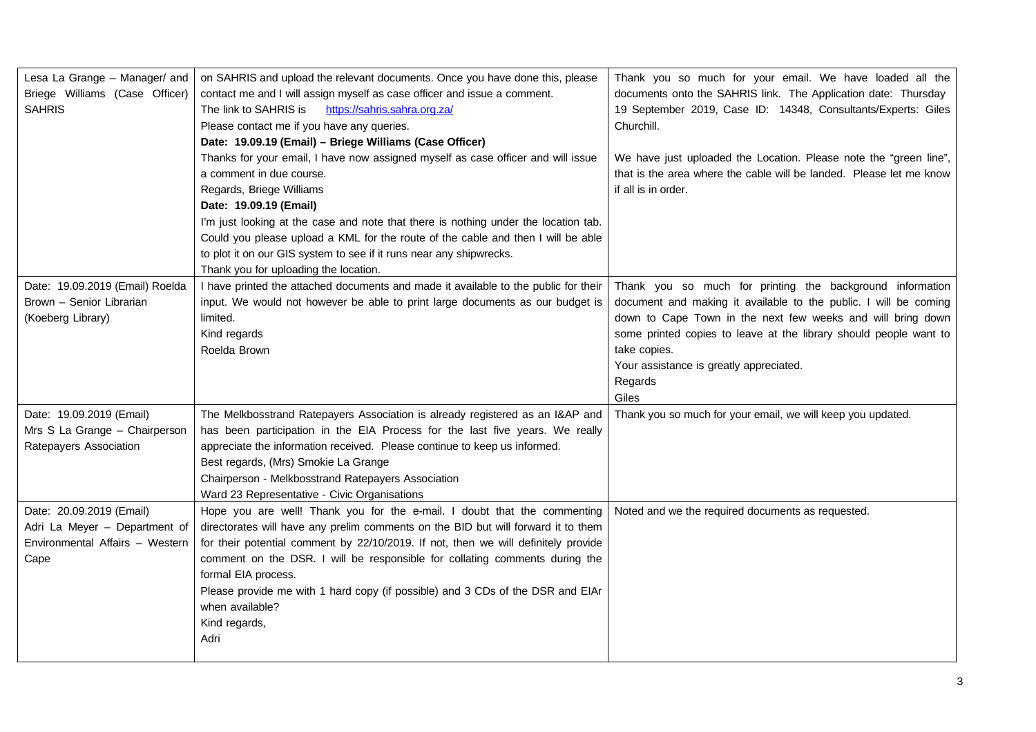| | | |
|---|---|---|
| Lesa La Grange – Manager/ and Briege Williams (Case Officer) SAHRIS | on SAHRIS and upload the relevant documents. Once you have done this, please contact me and I will assign myself as case officer and issue a comment.<br>The link to SAHRIS is https://sahris.sahra.org.za/<br>Please contact me if you have any queries.<br>**Date: 19.09.19 (Email) – Briege Williams (Case Officer)**<br>Thanks for your email, I have now assigned myself as case officer and will issue a comment in due course.<br>Regards, Briege Williams<br>**Date: 19.09.19 (Email)**<br>I'm just looking at the case and note that there is nothing under the location tab. Could you please upload a KML for the route of the cable and then I will be able to plot it on our GIS system to see if it runs near any shipwrecks.<br>Thank you for uploading the location. | Thank you so much for your email. We have loaded all the documents onto the SAHRIS link. The Application date: Thursday 19 September 2019, Case ID: 14348, Consultants/Experts: Giles Churchill.<br><br>We have just uploaded the Location. Please note the "green line", that is the area where the cable will be landed. Please let me know if all is in order. |
| Date: 19.09.2019 (Email) Roelda Brown – Senior Librarian (Koeberg Library) | I have printed the attached documents and made it available to the public for their input. We would not however be able to print large documents as our budget is limited.<br>Kind regards<br>Roelda Brown | Thank you so much for printing the background information document and making it available to the public. I will be coming down to Cape Town in the next few weeks and will bring down some printed copies to leave at the library should people want to take copies.<br>Your assistance is greatly appreciated.<br>Regards<br>Giles |
| Date: 19.09.2019 (Email)<br>Mrs S La Grange – Chairperson Ratepayers Association | The Melkbosstrand Ratepayers Association is already registered as an I&AP and has been participation in the EIA Process for the last five years. We really appreciate the information received. Please continue to keep us informed.<br>Best regards, (Mrs) Smokie La Grange<br>Chairperson - Melkbosstrand Ratepayers Association<br>Ward 23 Representative - Civic Organisations | Thank you so much for your email, we will keep you updated. |
| Date: 20.09.2019 (Email)<br>Adri La Meyer – Department of Environmental Affairs – Western Cape | Hope you are well! Thank you for the e-mail. I doubt that the commenting directorates will have any prelim comments on the BID but will forward it to them for their potential comment by 22/10/2019. If not, then we will definitely provide comment on the DSR. I will be responsible for collating comments during the formal EIA process.<br>Please provide me with 1 hard copy (if possible) and 3 CDs of the DSR and EIAr when available?<br>Kind regards,<br>Adri | Noted and we the required documents as requested. |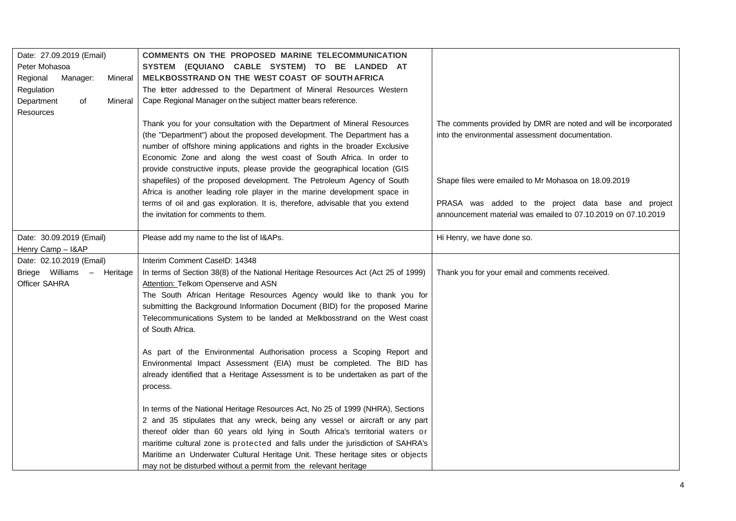| | | |
|---|---|---|
| Date: 27.09.2019 (Email)<br>Peter Mohasoa<br>Regional Manager: Mineral Regulation<br>Department of Mineral Resources | **COMMENTS ON THE PROPOSED MARINE TELECOMMUNICATION SYSTEM (EQUIANO CABLE SYSTEM) TO BE LANDED AT MELKBOSSTRAND ON THE WEST COAST OF SOUTH AFRICA**<br>The letter addressed to the Department of Mineral Resources Western Cape Regional Manager on the subject matter bears reference.<br><br>Thank you for your consultation with the Department of Mineral Resources (the "Department") about the proposed development. The Department has a number of offshore mining applications and rights in the broader Exclusive Economic Zone and along the west coast of South Africa. In order to provide constructive inputs, please provide the geographical location (GIS shapefiles) of the proposed development. The Petroleum Agency of South Africa is another leading role player in the marine development space in terms of oil and gas exploration. It is, therefore, advisable that you extend the invitation for comments to them. | The comments provided by DMR are noted and will be incorporated into the environmental assessment documentation.<br><br>Shape files were emailed to Mr Mohasoa on 18.09.2019<br><br>PRASA was added to the project data base and project announcement material was emailed to 07.10.2019 on 07.10.2019 |
| Date: 30.09.2019 (Email)<br>Henry Camp – I&AP | Please add my name to the list of I&APs. | Hi Henry, we have done so. |
| Date: 02.10.2019 (Email)<br>Briege Williams – Heritage Officer SAHRA | Interim Comment CaseID: 14348<br>In terms of Section 38(8) of the National Heritage Resources Act (Act 25 of 1999)<br><u>Attention:</u> Telkom Openserve and ASN<br>The South African Heritage Resources Agency would like to thank you for submitting the Background Information Document (BID) for the proposed Marine Telecommunications System to be landed at Melkbosstrand on the West coast of South Africa.<br><br>As part of the Environmental Authorisation process a Scoping Report and Environmental Impact Assessment (EIA) must be completed. The BID has already identified that a Heritage Assessment is to be undertaken as part of the process.<br><br>In terms of the National Heritage Resources Act, No 25 of 1999 (NHRA), Sections 2 and 35 stipulates that any wreck, being any vessel or aircraft or any part thereof older than 60 years old lying in South Africa's territorial waters or maritime cultural zone is protected and falls under the jurisdiction of SAHRA's Maritime an Underwater Cultural Heritage Unit. These heritage sites or objects may not be disturbed without a permit from the relevant heritage | Thank you for your email and comments received. |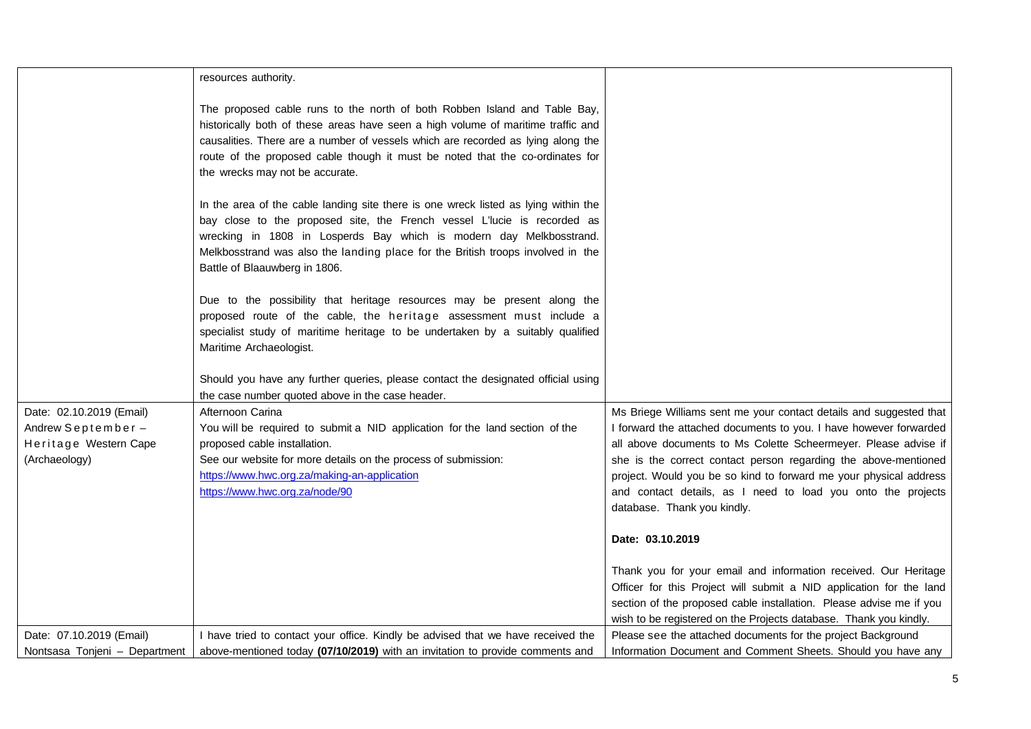| | | |
|---|---|---|
| | resources authority.<br><br>The proposed cable runs to the north of both Robben Island and Table Bay, historically both of these areas have seen a high volume of maritime traffic and causalities. There are a number of vessels which are recorded as lying along the route of the proposed cable though it must be noted that the co-ordinates for the wrecks may not be accurate.<br><br>In the area of the cable landing site there is one wreck listed as lying within the bay close to the proposed site, the French vessel L'lucie is recorded as wrecking in 1808 in Losperds Bay which is modern day Melkbosstrand. Melkbosstrand was also the landing place for the British troops involved in the Battle of Blaauwberg in 1806.<br><br>Due to the possibility that heritage resources may be present along the proposed route of the cable, the heritage assessment must include a specialist study of maritime heritage to be undertaken by a suitably qualified Maritime Archaeologist.<br><br>Should you have any further queries, please contact the designated official using the case number quoted above in the case header. | |
| Date: 02.10.2019 (Email)<br>Andrew September – Heritage Western Cape (Archaeology) | Afternoon Carina<br>You will be required to submit a NID application for the land section of the proposed cable installation.<br>See our website for more details on the process of submission:<br>https://www.hwc.org.za/making-an-application<br>https://www.hwc.org.za/node/90 | Ms Briege Williams sent me your contact details and suggested that I forward the attached documents to you. I have however forwarded all above documents to Ms Colette Scheermeyer. Please advise if she is the correct contact person regarding the above-mentioned project. Would you be so kind to forward me your physical address and contact details, as I need to load you onto the projects database. Thank you kindly.<br><br>**Date: 03.10.2019**<br><br>Thank you for your email and information received. Our Heritage Officer for this Project will submit a NID application for the land section of the proposed cable installation. Please advise me if you wish to be registered on the Projects database. Thank you kindly. |
| Date: 07.10.2019 (Email)<br>Nontsasa Tonjeni – Department | I have tried to contact your office. Kindly be advised that we have received the above-mentioned today **(07/10/2019)** with an invitation to provide comments and | Please see the attached documents for the project Background Information Document and Comment Sheets. Should you have any |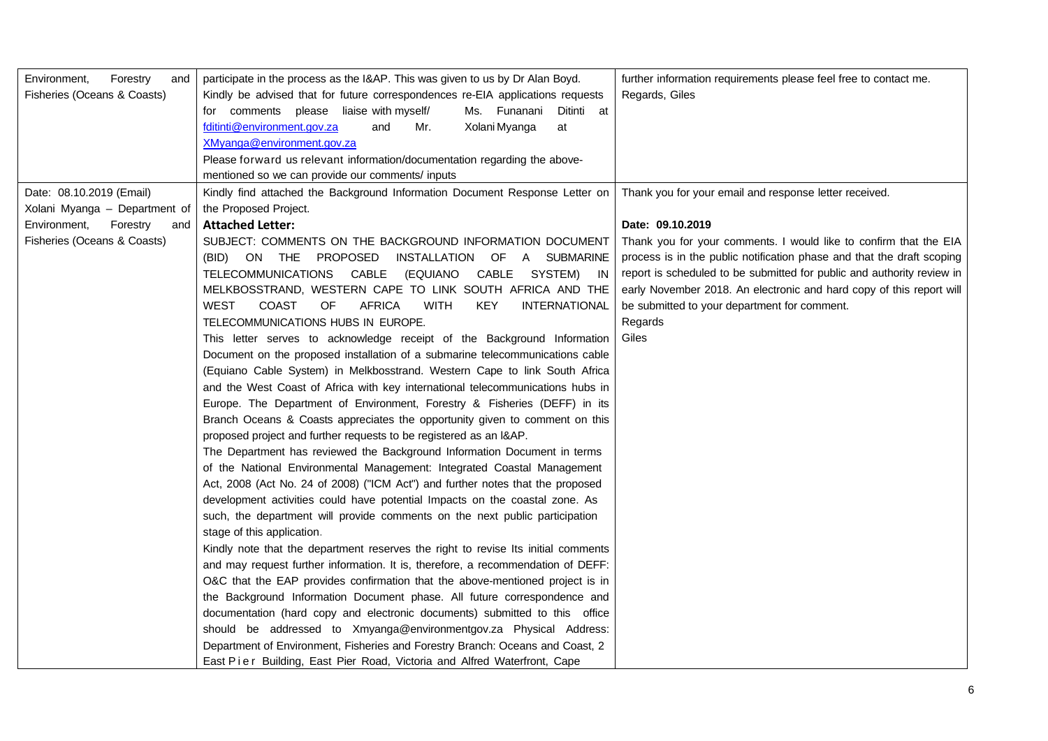| | | |
|---|---|---|
| Environment, Forestry and Fisheries (Oceans & Coasts) | participate in the process as the I&AP. This was given to us by Dr Alan Boyd.<br>Kindly be advised that for future correspondences re-EIA applications requests for comments please liaise with myself/ Ms. Funanani Ditinti at fditinti@environment.gov.za and Mr. Xolani Myanga at XMyanga@environment.gov.za<br>Please forward us relevant information/documentation regarding the above-mentioned so we can provide our comments/ inputs | further information requirements please feel free to contact me.<br>Regards, Giles |
| Date: 08.10.2019 (Email)<br>Xolani Myanga – Department of Environment, Forestry and Fisheries (Oceans & Coasts) | Kindly find attached the Background Information Document Response Letter on the Proposed Project.<br>**Attached Letter:**<br>SUBJECT: COMMENTS ON THE BACKGROUND INFORMATION DOCUMENT (BID) ON THE PROPOSED INSTALLATION OF A SUBMARINE TELECOMMUNICATIONS CABLE (EQUIANO CABLE SYSTEM) IN MELKBOSSTRAND, WESTERN CAPE TO LINK SOUTH AFRICA AND THE WEST COAST OF AFRICA WITH KEY INTERNATIONAL TELECOMMUNICATIONS HUBS IN EUROPE.<br>This letter serves to acknowledge receipt of the Background Information Document on the proposed installation of a submarine telecommunications cable (Equiano Cable System) in Melkbosstrand. Western Cape to link South Africa and the West Coast of Africa with key international telecommunications hubs in Europe. The Department of Environment, Forestry & Fisheries (DEFF) in its Branch Oceans & Coasts appreciates the opportunity given to comment on this proposed project and further requests to be registered as an I&AP.<br>The Department has reviewed the Background Information Document in terms of the National Environmental Management: Integrated Coastal Management Act, 2008 (Act No. 24 of 2008) ("ICM Act") and further notes that the proposed development activities could have potential Impacts on the coastal zone. As such, the department will provide comments on the next public participation stage of this application.<br>Kindly note that the department reserves the right to revise Its initial comments and may request further information. It is, therefore, a recommendation of DEFF: O&C that the EAP provides confirmation that the above-mentioned project is in the Background Information Document phase. All future correspondence and documentation (hard copy and electronic documents) submitted to this office should be addressed to Xmyanga@environmentgov.za Physical Address: Department of Environment, Fisheries and Forestry Branch: Oceans and Coast, 2 East Pier Building, East Pier Road, Victoria and Alfred Waterfront, Cape | Thank you for your email and response letter received.<br>**Date: 09.10.2019**<br>Thank you for your comments. I would like to confirm that the EIA process is in the public notification phase and that the draft scoping report is scheduled to be submitted for public and authority review in early November 2018. An electronic and hard copy of this report will be submitted to your department for comment.<br>Regards<br>Giles |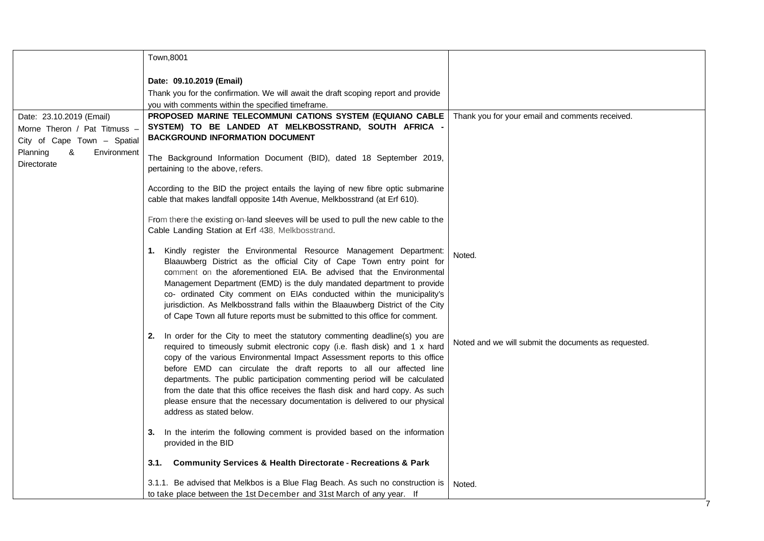| | | |
|---|---|---|
| | Town,8001<br><br>**Date: 09.10.2019 (Email)**<br>Thank you for the confirmation. We will await the draft scoping report and provide you with comments within the specified timeframe. | |
| Date: 23.10.2019 (Email)<br>Morne Theron / Pat Titmuss – City of Cape Town – Spatial Planning & Environment Directorate | **PROPOSED MARINE TELECOMMUNI CATIONS SYSTEM (EQUIANO CABLE SYSTEM) TO BE LANDED AT MELKBOSSTRAND, SOUTH AFRICA - BACKGROUND INFORMATION DOCUMENT**<br><br>The Background Information Document (BID), dated 18 September 2019, pertaining to the above, refers.<br><br>According to the BID the project entails the laying of new fibre optic submarine cable that makes landfall opposite 14th Avenue, Melkbosstrand (at Erf 610).<br><br>From there the existing on-land sleeves will be used to pull the new cable to the Cable Landing Station at Erf 438, Melkbosstrand. | Thank you for your email and comments received. |
| | **1.** Kindly register the Environmental Resource Management Department: Blaauwberg District as the official City of Cape Town entry point for comment on the aforementioned EIA. Be advised that the Environmental Management Department (EMD) is the duly mandated department to provide co- ordinated City comment on EIAs conducted within the municipality's jurisdiction. As Melkbosstrand falls within the Blaauwberg District of the City of Cape Town all future reports must be submitted to this office for comment. | Noted. |
| | **2.** In order for the City to meet the statutory commenting deadline(s) you are required to timeously submit electronic copy (i.e. flash disk) and 1 x hard copy of the various Environmental Impact Assessment reports to this office before EMD can circulate the draft reports to all our affected line departments. The public participation commenting period will be calculated from the date that this office receives the flash disk and hard copy. As such please ensure that the necessary documentation is delivered to our physical address as stated below. | Noted and we will submit the documents as requested. |
| | **3.** In the interim the following comment is provided based on the information provided in the BID<br><br>**3.1. Community Services & Health Directorate - Recreations & Park** | |
| | 3.1.1. Be advised that Melkbos is a Blue Flag Beach. As such no construction is to take place between the 1st December and 31st March of any year. If | Noted. |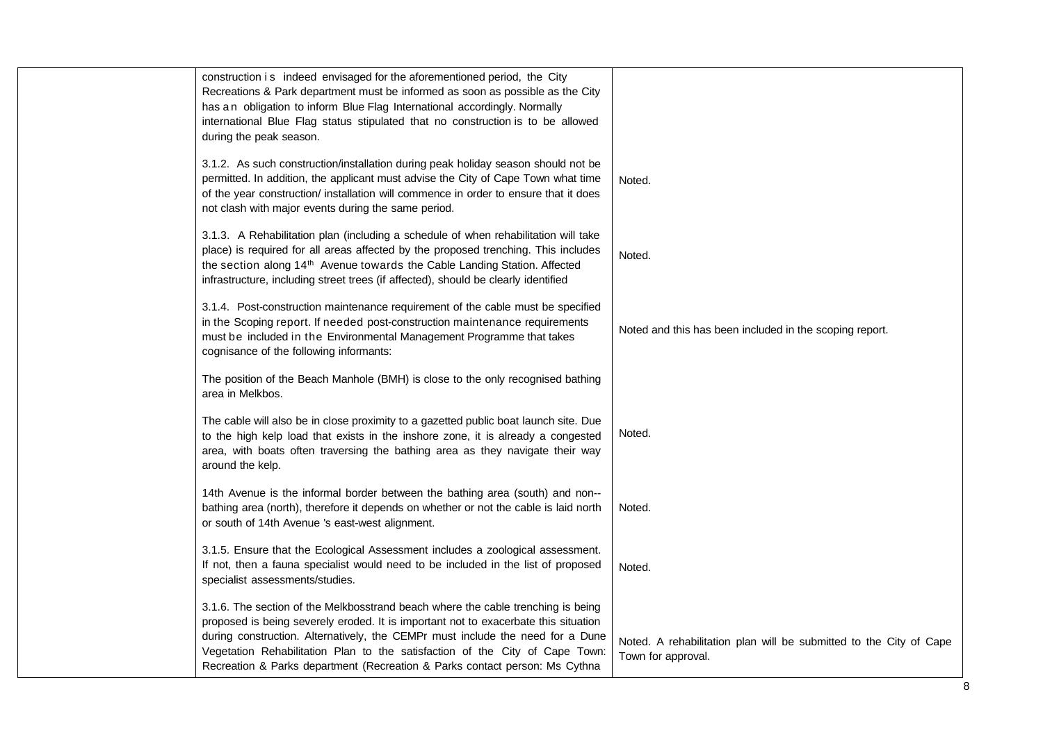| | | |
|---|---|---|
| | construction is indeed envisaged for the aforementioned period, the City Recreations & Park department must be informed as soon as possible as the City has an obligation to inform Blue Flag International accordingly. Normally international Blue Flag status stipulated that no construction is to be allowed during the peak season. | |
| | 3.1.2. As such construction/installation during peak holiday season should not be permitted. In addition, the applicant must advise the City of Cape Town what time of the year construction/ installation will commence in order to ensure that it does not clash with major events during the same period. | Noted. |
| | 3.1.3. A Rehabilitation plan (including a schedule of when rehabilitation will take place) is required for all areas affected by the proposed trenching. This includes the section along 14th Avenue towards the Cable Landing Station. Affected infrastructure, including street trees (if affected), should be clearly identified | Noted. |
| | 3.1.4. Post-construction maintenance requirement of the cable must be specified in the Scoping report. If needed post-construction maintenance requirements must be included in the Environmental Management Programme that takes cognisance of the following informants: | Noted and this has been included in the scoping report. |
| | The position of the Beach Manhole (BMH) is close to the only recognised bathing area in Melkbos. | |
| | The cable will also be in close proximity to a gazetted public boat launch site. Due to the high kelp load that exists in the inshore zone, it is already a congested area, with boats often traversing the bathing area as they navigate their way around the kelp. | Noted. |
| | 14th Avenue is the informal border between the bathing area (south) and non--bathing area (north), therefore it depends on whether or not the cable is laid north or south of 14th Avenue 's east-west alignment. | Noted. |
| | 3.1.5. Ensure that the Ecological Assessment includes a zoological assessment. If not, then a fauna specialist would need to be included in the list of proposed specialist assessments/studies. | Noted. |
| | 3.1.6. The section of the Melkbosstrand beach where the cable trenching is being proposed is being severely eroded. It is important not to exacerbate this situation during construction. Alternatively, the CEMPr must include the need for a Dune Vegetation Rehabilitation Plan to the satisfaction of the City of Cape Town: Recreation & Parks department (Recreation & Parks contact person: Ms Cythna | Noted. A rehabilitation plan will be submitted to the City of Cape Town for approval. |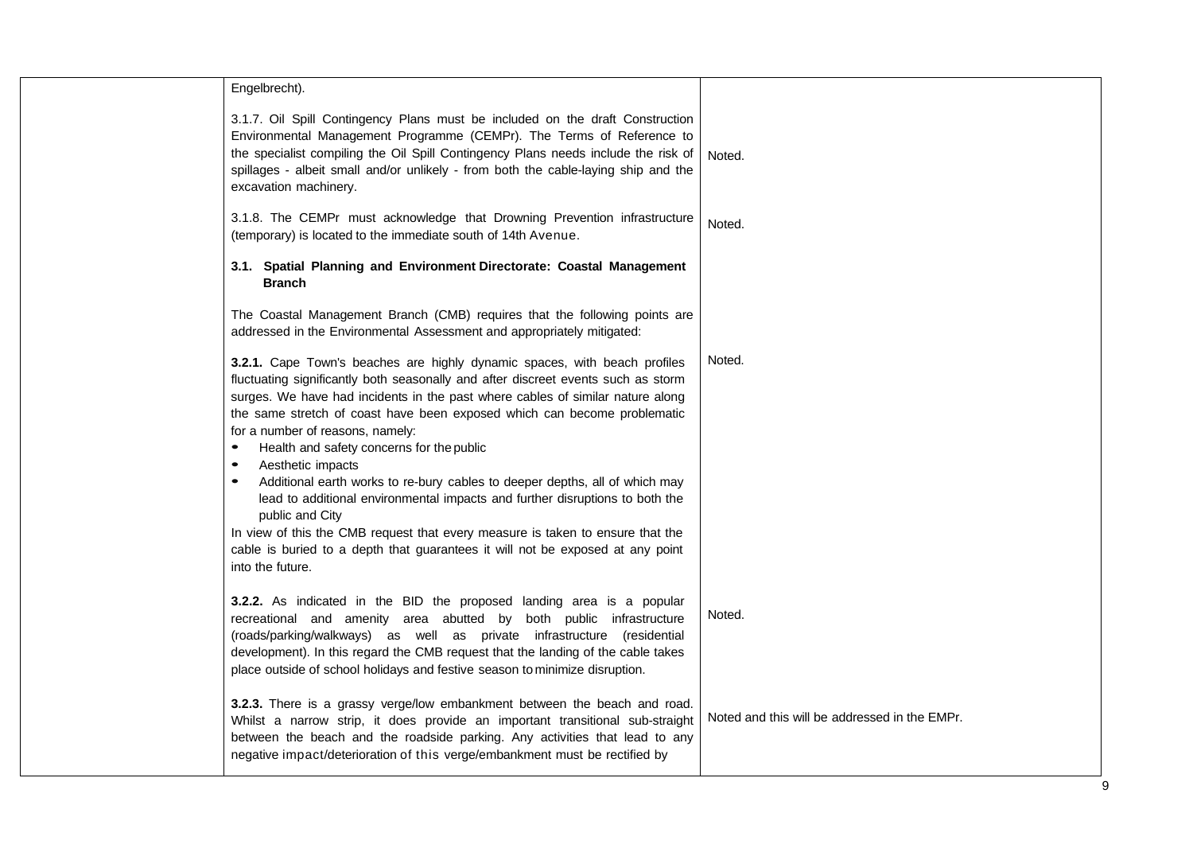| | | |
|---|---|---|
| | Engelbrecht).<br><br>3.1.7. Oil Spill Contingency Plans must be included on the draft Construction Environmental Management Programme (CEMPr). The Terms of Reference to the specialist compiling the Oil Spill Contingency Plans needs include the risk of spillages - albeit small and/or unlikely - from both the cable-laying ship and the excavation machinery. | Noted. |
| | 3.1.8. The CEMPr must acknowledge that Drowning Prevention infrastructure (temporary) is located to the immediate south of 14th Avenue. | Noted. |
| | **3.1. Spatial Planning and Environment Directorate: Coastal Management Branch**<br><br>The Coastal Management Branch (CMB) requires that the following points are addressed in the Environmental Assessment and appropriately mitigated: | |
| | **3.2.1.** Cape Town's beaches are highly dynamic spaces, with beach profiles fluctuating significantly both seasonally and after discreet events such as storm surges. We have had incidents in the past where cables of similar nature along the same stretch of coast have been exposed which can become problematic for a number of reasons, namely:<br>• Health and safety concerns for the public<br>• Aesthetic impacts<br>• Additional earth works to re-bury cables to deeper depths, all of which may lead to additional environmental impacts and further disruptions to both the public and City<br>In view of this the CMB request that every measure is taken to ensure that the cable is buried to a depth that guarantees it will not be exposed at any point into the future. | Noted. |
| | **3.2.2.** As indicated in the BID the proposed landing area is a popular recreational and amenity area abutted by both public infrastructure (roads/parking/walkways) as well as private infrastructure (residential development). In this regard the CMB request that the landing of the cable takes place outside of school holidays and festive season to minimize disruption. | Noted. |
| | **3.2.3.** There is a grassy verge/low embankment between the beach and road. Whilst a narrow strip, it does provide an important transitional sub-straight between the beach and the roadside parking. Any activities that lead to any negative impact/deterioration of this verge/embankment must be rectified by | Noted and this will be addressed in the EMPr. |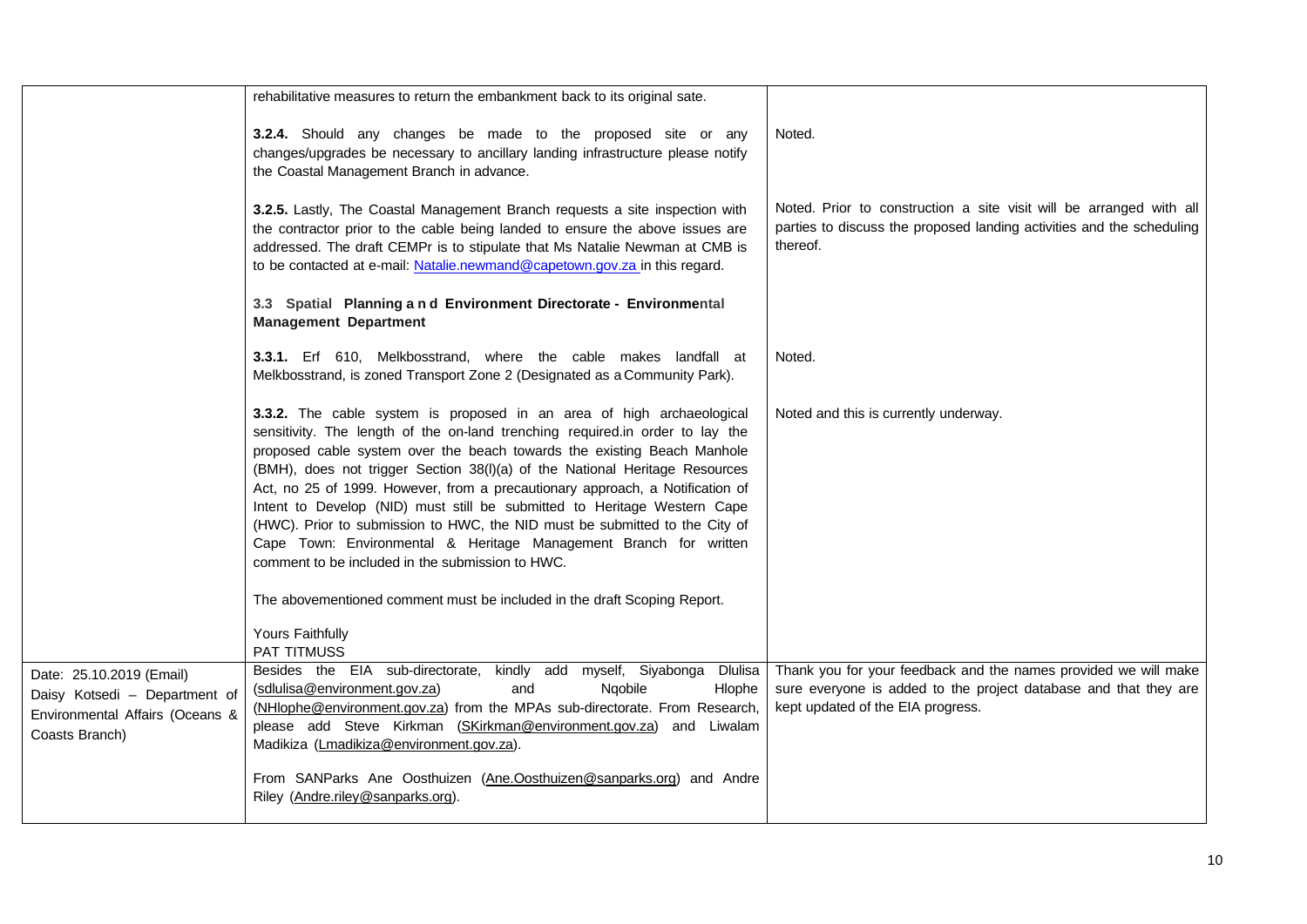| | | |
|---|---|---|
| | rehabilitative measures to return the embankment back to its original sate.<br><br>**3.2.4.** Should any changes be made to the proposed site or any changes/upgrades be necessary to ancillary landing infrastructure please notify the Coastal Management Branch in advance. | <br><br>Noted. |
| | **3.2.5.** Lastly, The Coastal Management Branch requests a site inspection with the contractor prior to the cable being landed to ensure the above issues are addressed. The draft CEMPr is to stipulate that Ms Natalie Newman at CMB is to be contacted at e-mail: Natalie.newmand@capetown.gov.za in this regard. | Noted. Prior to construction a site visit will be arranged with all parties to discuss the proposed landing activities and the scheduling thereof. |
| | **3.3 Spatial Planning and Environment Directorate - Environmental Management Department**<br><br>**3.3.1.** Erf 610, Melkbosstrand, where the cable makes landfall at Melkbosstrand, is zoned Transport Zone 2 (Designated as a Community Park). | <br><br>Noted. |
| | **3.3.2.** The cable system is proposed in an area of high archaeological sensitivity. The length of the on-land trenching required.in order to lay the proposed cable system over the beach towards the existing Beach Manhole (BMH), does not trigger Section 38(l)(a) of the National Heritage Resources Act, no 25 of 1999. However, from a precautionary approach, a Notification of Intent to Develop (NID) must still be submitted to Heritage Western Cape (HWC). Prior to submission to HWC, the NID must be submitted to the City of Cape Town: Environmental & Heritage Management Branch for written comment to be included in the submission to HWC.<br><br>The abovementioned comment must be included in the draft Scoping Report.<br><br>Yours Faithfully<br>PAT TITMUSS | Noted and this is currently underway. |
| Date: 25.10.2019 (Email)<br>Daisy Kotsedi – Department of Environmental Affairs (Oceans & Coasts Branch) | Besides the EIA sub-directorate, kindly add myself, Siyabonga Dlulisa (sdlulisa@environment.gov.za) and Nqobile Hlophe (NHlophe@environment.gov.za) from the MPAs sub-directorate. From Research, please add Steve Kirkman (SKirkman@environment.gov.za) and Liwalam Madikiza (Lmadikiza@environment.gov.za).<br><br>From SANParks Ane Oosthuizen (Ane.Oosthuizen@sanparks.org) and Andre Riley (Andre.riley@sanparks.org). | Thank you for your feedback and the names provided we will make sure everyone is added to the project database and that they are kept updated of the EIA progress. |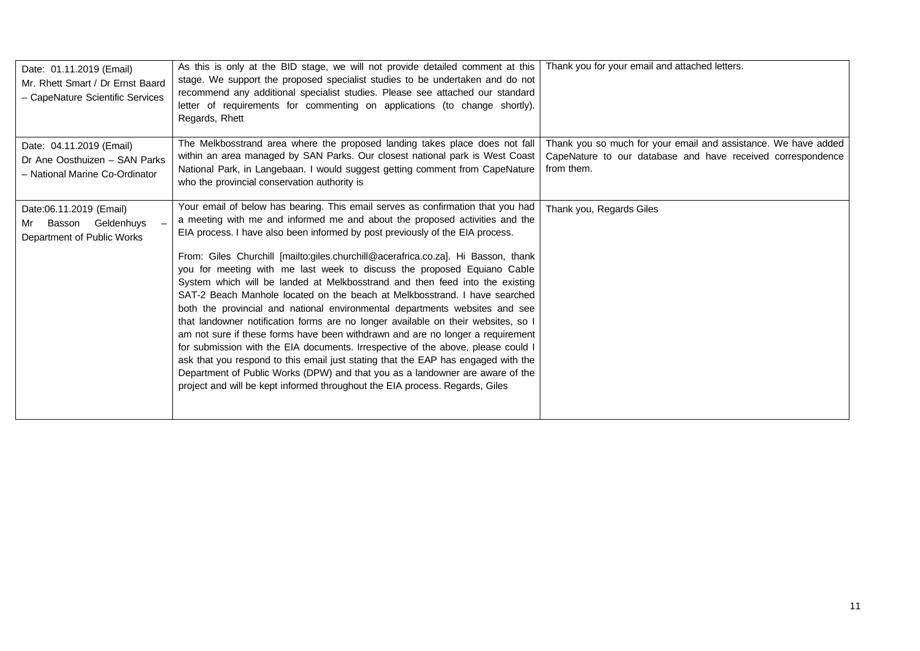| | | |
|---|---|---|
| Date: 01.11.2019 (Email)<br>Mr. Rhett Smart / Dr Ernst Baard – CapeNature Scientific Services | As this is only at the BID stage, we will not provide detailed comment at this stage. We support the proposed specialist studies to be undertaken and do not recommend any additional specialist studies. Please see attached our standard letter of requirements for commenting on applications (to change shortly). Regards, Rhett | Thank you for your email and attached letters. |
| Date: 04.11.2019 (Email)<br>Dr Ane Oosthuizen – SAN Parks – National Marine Co-Ordinator | The Melkbosstrand area where the proposed landing takes place does not fall within an area managed by SAN Parks. Our closest national park is West Coast National Park, in Langebaan. I would suggest getting comment from CapeNature who the provincial conservation authority is | Thank you so much for your email and assistance. We have added CapeNature to our database and have received correspondence from them. |
| Date:06.11.2019 (Email)<br>Mr Basson Geldenhuys – Department of Public Works | Your email of below has bearing. This email serves as confirmation that you had a meeting with me and informed me and about the proposed activities and the EIA process. I have also been informed by post previously of the EIA process.<br><br>From: Giles Churchill [mailto:giles.churchill@acerafrica.co.za]. Hi Basson, thank you for meeting with me last week to discuss the proposed Equiano Cable System which will be landed at Melkbosstrand and then feed into the existing SAT-2 Beach Manhole located on the beach at Melkbosstrand. I have searched both the provincial and national environmental departments websites and see that landowner notification forms are no longer available on their websites, so I am not sure if these forms have been withdrawn and are no longer a requirement for submission with the EIA documents. Irrespective of the above, please could I ask that you respond to this email just stating that the EAP has engaged with the Department of Public Works (DPW) and that you as a landowner are aware of the project and will be kept informed throughout the EIA process. Regards, Giles | Thank you, Regards Giles |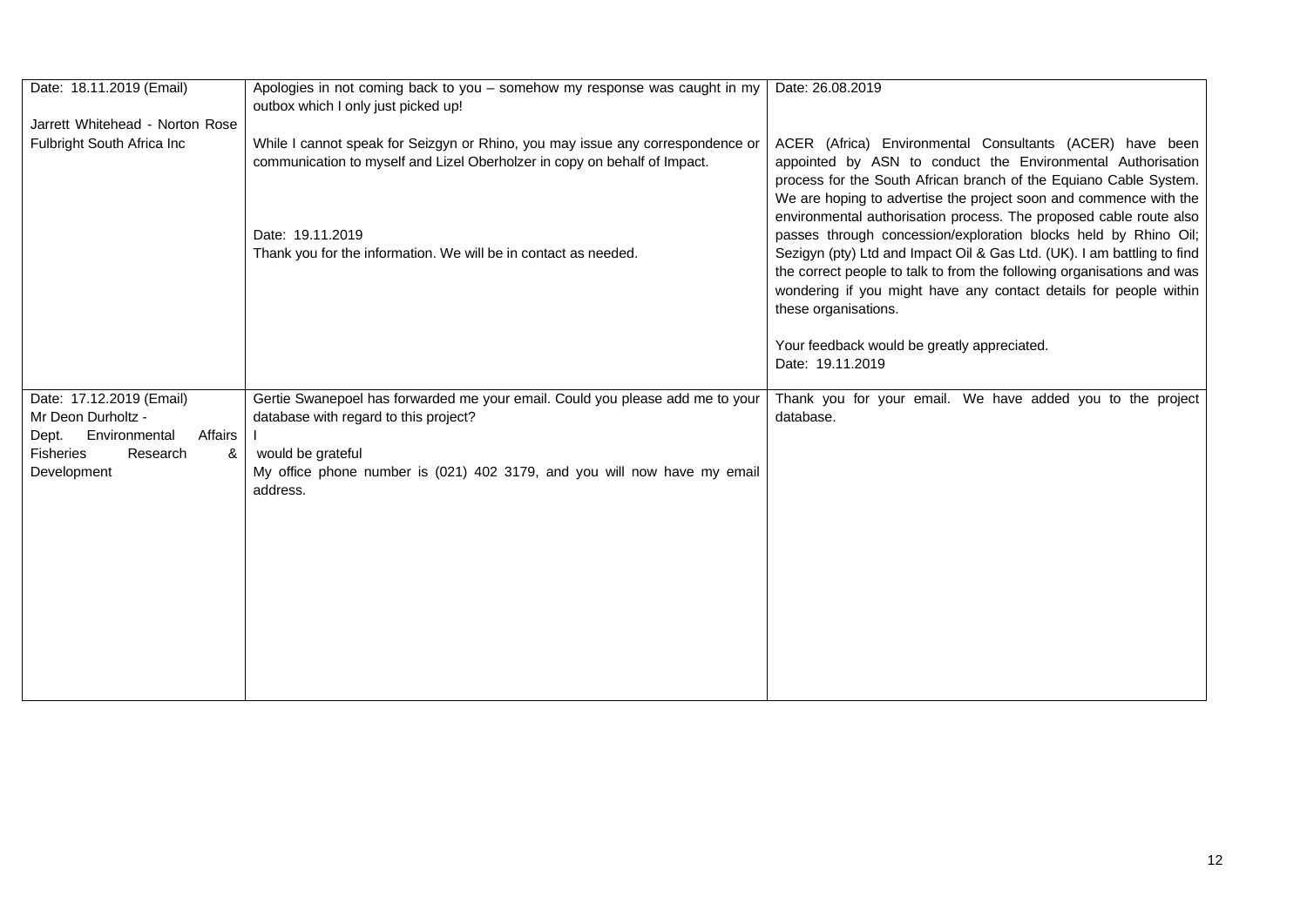| | | |
|---|---|---|
| Date: 18.11.2019 (Email)<br><br>Jarrett Whitehead - Norton Rose Fulbright South Africa Inc | Apologies in not coming back to you – somehow my response was caught in my outbox which I only just picked up!<br><br>While I cannot speak for Seizgyn or Rhino, you may issue any correspondence or communication to myself and Lizel Oberholzer in copy on behalf of Impact.<br><br>Date: 19.11.2019<br>Thank you for the information. We will be in contact as needed. | Date: 26.08.2019<br><br>ACER (Africa) Environmental Consultants (ACER) have been appointed by ASN to conduct the Environmental Authorisation process for the South African branch of the Equiano Cable System. We are hoping to advertise the project soon and commence with the environmental authorisation process. The proposed cable route also passes through concession/exploration blocks held by Rhino Oil; Sezigyn (pty) Ltd and Impact Oil & Gas Ltd. (UK). I am battling to find the correct people to talk to from the following organisations and was wondering if you might have any contact details for people within these organisations.<br><br>Your feedback would be greatly appreciated.<br>Date: 19.11.2019 |
| Date: 17.12.2019 (Email)<br>Mr Deon Durholtz - Dept. Environmental Affairs Fisheries Research & Development | Gertie Swanepoel has forwarded me your email. Could you please add me to your database with regard to this project?<br>I<br>would be grateful<br>My office phone number is (021) 402 3179, and you will now have my email address. | Thank you for your email. We have added you to the project database. |